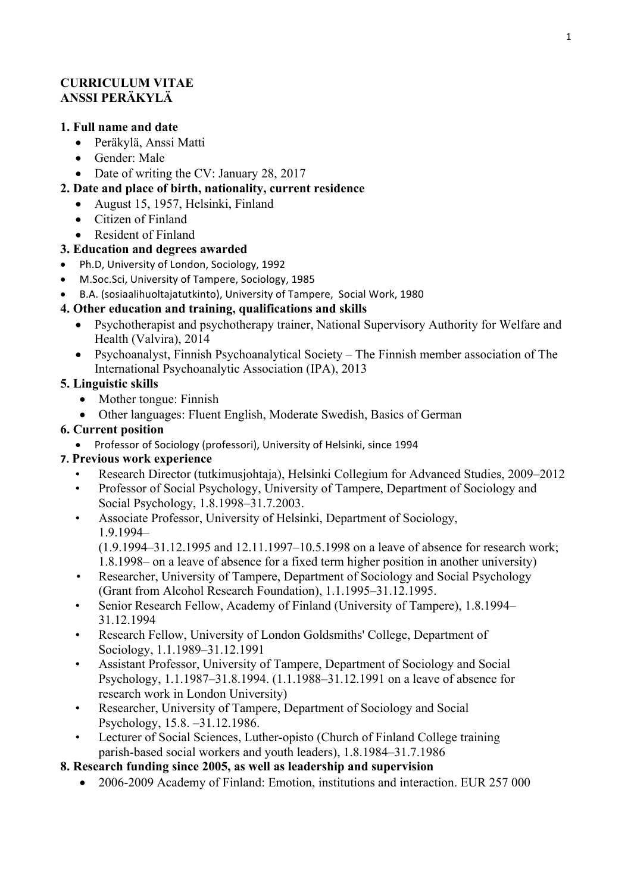**CURRICULUM VITAE**
**ANSSI PERÄKYLÄ**

**1. Full name and date**

- Peräkylä, Anssi Matti
- Gender: Male
- Date of writing the CV: January 28, 2017

**2. Date and place of birth, nationality, current residence**

- August 15, 1957, Helsinki, Finland
- Citizen of Finland
- Resident of Finland

**3. Education and degrees awarded**

- Ph.D, University of London, Sociology, 1992
- M.Soc.Sci, University of Tampere, Sociology, 1985
- B.A. (sosiaalihuoltajatutkinto), University of Tampere, Social Work, 1980

**4. Other education and training, qualifications and skills**

- Psychotherapist and psychotherapy trainer, National Supervisory Authority for Welfare and Health (Valvira), 2014
- Psychoanalyst, Finnish Psychoanalytical Society – The Finnish member association of The International Psychoanalytic Association (IPA), 2013

**5. Linguistic skills**

- Mother tongue: Finnish
- Other languages: Fluent English, Moderate Swedish, Basics of German

**6. Current position**

- Professor of Sociology (professori), University of Helsinki, since 1994

**7. Previous work experience**

- Research Director (tutkimusjohtaja), Helsinki Collegium for Advanced Studies, 2009–2012
- Professor of Social Psychology, University of Tampere, Department of Sociology and Social Psychology, 1.8.1998–31.7.2003.
- Associate Professor, University of Helsinki, Department of Sociology, 1.9.1994–
  (1.9.1994–31.12.1995 and 12.11.1997–10.5.1998 on a leave of absence for research work; 1.8.1998– on a leave of absence for a fixed term higher position in another university)
- Researcher, University of Tampere, Department of Sociology and Social Psychology (Grant from Alcohol Research Foundation), 1.1.1995–31.12.1995.
- Senior Research Fellow, Academy of Finland (University of Tampere), 1.8.1994–31.12.1994
- Research Fellow, University of London Goldsmiths' College, Department of Sociology, 1.1.1989–31.12.1991
- Assistant Professor, University of Tampere, Department of Sociology and Social Psychology, 1.1.1987–31.8.1994. (1.1.1988–31.12.1991 on a leave of absence for research work in London University)
- Researcher, University of Tampere, Department of Sociology and Social Psychology, 15.8. –31.12.1986.
- Lecturer of Social Sciences, Luther-opisto (Church of Finland College training parish-based social workers and youth leaders), 1.8.1984–31.7.1986

**8. Research funding since 2005, as well as leadership and supervision**

- 2006-2009 Academy of Finland: Emotion, institutions and interaction. EUR 257 000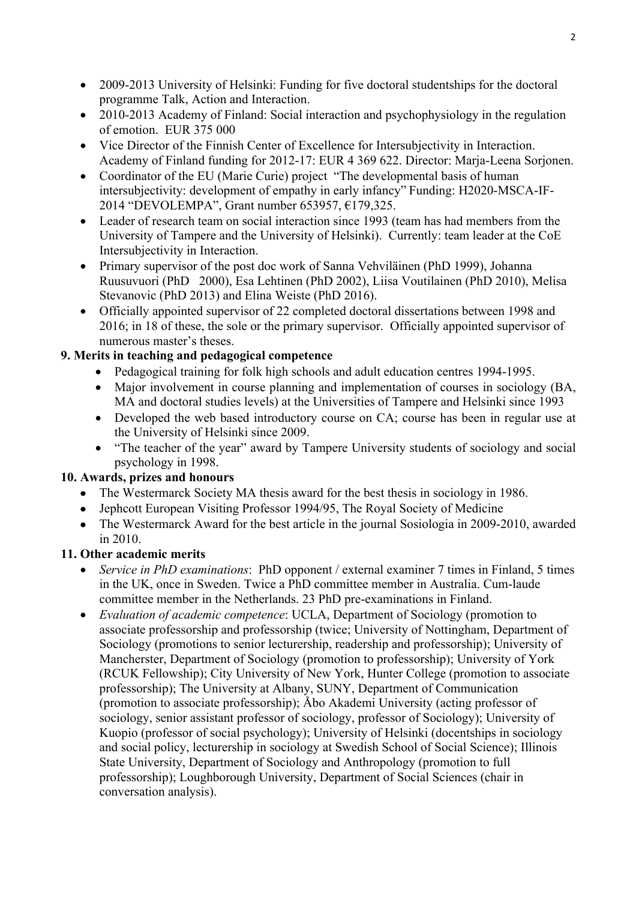- 2009-2013 University of Helsinki: Funding for five doctoral studentships for the doctoral programme Talk, Action and Interaction.
- 2010-2013 Academy of Finland: Social interaction and psychophysiology in the regulation of emotion. EUR 375 000
- Vice Director of the Finnish Center of Excellence for Intersubjectivity in Interaction. Academy of Finland funding for 2012-17: EUR 4 369 622. Director: Marja-Leena Sorjonen.
- Coordinator of the EU (Marie Curie) project "The developmental basis of human intersubjectivity: development of empathy in early infancy" Funding: H2020-MSCA-IF-2014 "DEVOLEMPA", Grant number 653957, €179,325.
- Leader of research team on social interaction since 1993 (team has had members from the University of Tampere and the University of Helsinki). Currently: team leader at the CoE Intersubjectivity in Interaction.
- Primary supervisor of the post doc work of Sanna Vehviläinen (PhD 1999), Johanna Ruusuvuori (PhD 2000), Esa Lehtinen (PhD 2002), Liisa Voutilainen (PhD 2010), Melisa Stevanovic (PhD 2013) and Elina Weiste (PhD 2016).
- Officially appointed supervisor of 22 completed doctoral dissertations between 1998 and 2016; in 18 of these, the sole or the primary supervisor. Officially appointed supervisor of numerous master's theses.

**9. Merits in teaching and pedagogical competence**

- Pedagogical training for folk high schools and adult education centres 1994-1995.
- Major involvement in course planning and implementation of courses in sociology (BA, MA and doctoral studies levels) at the Universities of Tampere and Helsinki since 1993
- Developed the web based introductory course on CA; course has been in regular use at the University of Helsinki since 2009.
- "The teacher of the year" award by Tampere University students of sociology and social psychology in 1998.

**10. Awards, prizes and honours**

- The Westermarck Society MA thesis award for the best thesis in sociology in 1986.
- Jephcott European Visiting Professor 1994/95, The Royal Society of Medicine
- The Westermarck Award for the best article in the journal Sosiologia in 2009-2010, awarded in 2010.

**11. Other academic merits**

- *Service in PhD examinations*: PhD opponent / external examiner 7 times in Finland, 5 times in the UK, once in Sweden. Twice a PhD committee member in Australia. Cum-laude committee member in the Netherlands. 23 PhD pre-examinations in Finland.
- *Evaluation of academic competence*: UCLA, Department of Sociology (promotion to associate professorship and professorship (twice; University of Nottingham, Department of Sociology (promotions to senior lecturership, readership and professorship); University of Mancherster, Department of Sociology (promotion to professorship); University of York (RCUK Fellowship); City University of New York, Hunter College (promotion to associate professorship); The University at Albany, SUNY, Department of Communication (promotion to associate professorship); Åbo Akademi University (acting professor of sociology, senior assistant professor of sociology, professor of Sociology); University of Kuopio (professor of social psychology); University of Helsinki (docentships in sociology and social policy, lecturership in sociology at Swedish School of Social Science); Illinois State University, Department of Sociology and Anthropology (promotion to full professorship); Loughborough University, Department of Social Sciences (chair in conversation analysis).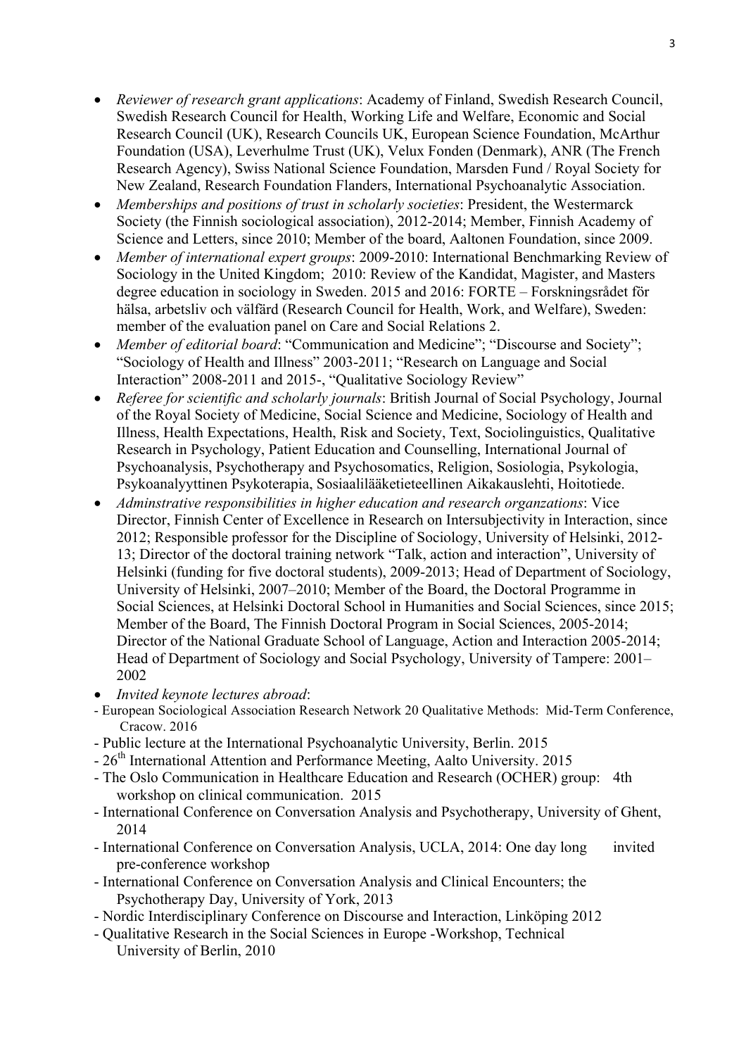- *Reviewer of research grant applications*: Academy of Finland, Swedish Research Council, Swedish Research Council for Health, Working Life and Welfare, Economic and Social Research Council (UK), Research Councils UK, European Science Foundation, McArthur Foundation (USA), Leverhulme Trust (UK), Velux Fonden (Denmark), ANR (The French Research Agency), Swiss National Science Foundation, Marsden Fund / Royal Society for New Zealand, Research Foundation Flanders, International Psychoanalytic Association.
- *Memberships and positions of trust in scholarly societies*: President, the Westermarck Society (the Finnish sociological association), 2012-2014; Member, Finnish Academy of Science and Letters, since 2010; Member of the board, Aaltonen Foundation, since 2009.
- *Member of international expert groups*: 2009-2010: International Benchmarking Review of Sociology in the United Kingdom; 2010: Review of the Kandidat, Magister, and Masters degree education in sociology in Sweden. 2015 and 2016: FORTE – Forskningsrådet för hälsa, arbetsliv och välfärd (Research Council for Health, Work, and Welfare), Sweden: member of the evaluation panel on Care and Social Relations 2.
- *Member of editorial board*: "Communication and Medicine"; "Discourse and Society"; "Sociology of Health and Illness" 2003-2011; "Research on Language and Social Interaction" 2008-2011 and 2015-, "Qualitative Sociology Review"
- *Referee for scientific and scholarly journals*: British Journal of Social Psychology, Journal of the Royal Society of Medicine, Social Science and Medicine, Sociology of Health and Illness, Health Expectations, Health, Risk and Society, Text, Sociolinguistics, Qualitative Research in Psychology, Patient Education and Counselling, International Journal of Psychoanalysis, Psychotherapy and Psychosomatics, Religion, Sosiologia, Psykologia, Psykoanalyyttinen Psykoterapia, Sosiaalilääketieteellinen Aikakauslehti, Hoitotiede.
- *Adminstrative responsibilities in higher education and research organzations*: Vice Director, Finnish Center of Excellence in Research on Intersubjectivity in Interaction, since 2012; Responsible professor for the Discipline of Sociology, University of Helsinki, 2012-13; Director of the doctoral training network "Talk, action and interaction", University of Helsinki (funding for five doctoral students), 2009-2013; Head of Department of Sociology, University of Helsinki, 2007–2010; Member of the Board, the Doctoral Programme in Social Sciences, at Helsinki Doctoral School in Humanities and Social Sciences, since 2015; Member of the Board, The Finnish Doctoral Program in Social Sciences, 2005-2014; Director of the National Graduate School of Language, Action and Interaction 2005-2014; Head of Department of Sociology and Social Psychology, University of Tampere: 2001–2002
- *Invited keynote lectures abroad*:

- European Sociological Association Research Network 20 Qualitative Methods: Mid-Term Conference, Cracow. 2016
- Public lecture at the International Psychoanalytic University, Berlin. 2015
- 26th International Attention and Performance Meeting, Aalto University. 2015
- The Oslo Communication in Healthcare Education and Research (OCHER) group: 4th workshop on clinical communication. 2015
- International Conference on Conversation Analysis and Psychotherapy, University of Ghent, 2014
- International Conference on Conversation Analysis, UCLA, 2014: One day long invited pre-conference workshop
- International Conference on Conversation Analysis and Clinical Encounters; the Psychotherapy Day, University of York, 2013
- Nordic Interdisciplinary Conference on Discourse and Interaction, Linköping 2012
- Qualitative Research in the Social Sciences in Europe -Workshop, Technical University of Berlin, 2010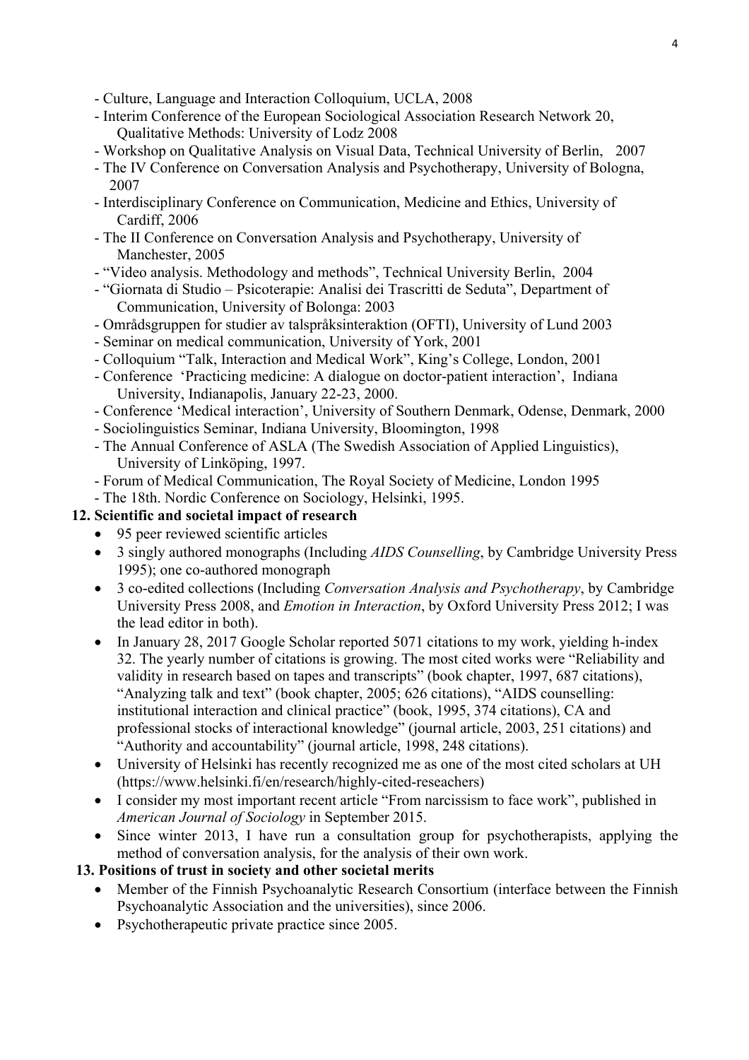- Culture, Language and Interaction Colloquium, UCLA, 2008
- Interim Conference of the European Sociological Association Research Network 20, Qualitative Methods: University of Lodz 2008
- Workshop on Qualitative Analysis on Visual Data, Technical University of Berlin, 2007
- The IV Conference on Conversation Analysis and Psychotherapy, University of Bologna, 2007
- Interdisciplinary Conference on Communication, Medicine and Ethics, University of Cardiff, 2006
- The II Conference on Conversation Analysis and Psychotherapy, University of Manchester, 2005
- "Video analysis. Methodology and methods", Technical University Berlin, 2004
- "Giornata di Studio – Psicoterapie: Analisi dei Trascritti de Seduta", Department of Communication, University of Bolonga: 2003
- Områdsgruppen for studier av talspråksinteraktion (OFTI), University of Lund 2003
- Seminar on medical communication, University of York, 2001
- Colloquium "Talk, Interaction and Medical Work", King's College, London, 2001
- Conference 'Practicing medicine: A dialogue on doctor-patient interaction', Indiana University, Indianapolis, January 22-23, 2000.
- Conference 'Medical interaction', University of Southern Denmark, Odense, Denmark, 2000
- Sociolinguistics Seminar, Indiana University, Bloomington, 1998
- The Annual Conference of ASLA (The Swedish Association of Applied Linguistics), University of Linköping, 1997.
- Forum of Medical Communication, The Royal Society of Medicine, London 1995
- The 18th. Nordic Conference on Sociology, Helsinki, 1995.

## 12. Scientific and societal impact of research

- 95 peer reviewed scientific articles
- 3 singly authored monographs (Including *AIDS Counselling*, by Cambridge University Press 1995); one co-authored monograph
- 3 co-edited collections (Including *Conversation Analysis and Psychotherapy*, by Cambridge University Press 2008, and *Emotion in Interaction*, by Oxford University Press 2012; I was the lead editor in both).
- In January 28, 2017 Google Scholar reported 5071 citations to my work, yielding h-index 32. The yearly number of citations is growing. The most cited works were "Reliability and validity in research based on tapes and transcripts" (book chapter, 1997, 687 citations), "Analyzing talk and text" (book chapter, 2005; 626 citations), "AIDS counselling: institutional interaction and clinical practice" (book, 1995, 374 citations), CA and professional stocks of interactional knowledge" (journal article, 2003, 251 citations) and "Authority and accountability" (journal article, 1998, 248 citations).
- University of Helsinki has recently recognized me as one of the most cited scholars at UH (https://www.helsinki.fi/en/research/highly-cited-reseachers)
- I consider my most important recent article "From narcissism to face work", published in *American Journal of Sociology* in September 2015.
- Since winter 2013, I have run a consultation group for psychotherapists, applying the method of conversation analysis, for the analysis of their own work.

## 13. Positions of trust in society and other societal merits

- Member of the Finnish Psychoanalytic Research Consortium (interface between the Finnish Psychoanalytic Association and the universities), since 2006.
- Psychotherapeutic private practice since 2005.